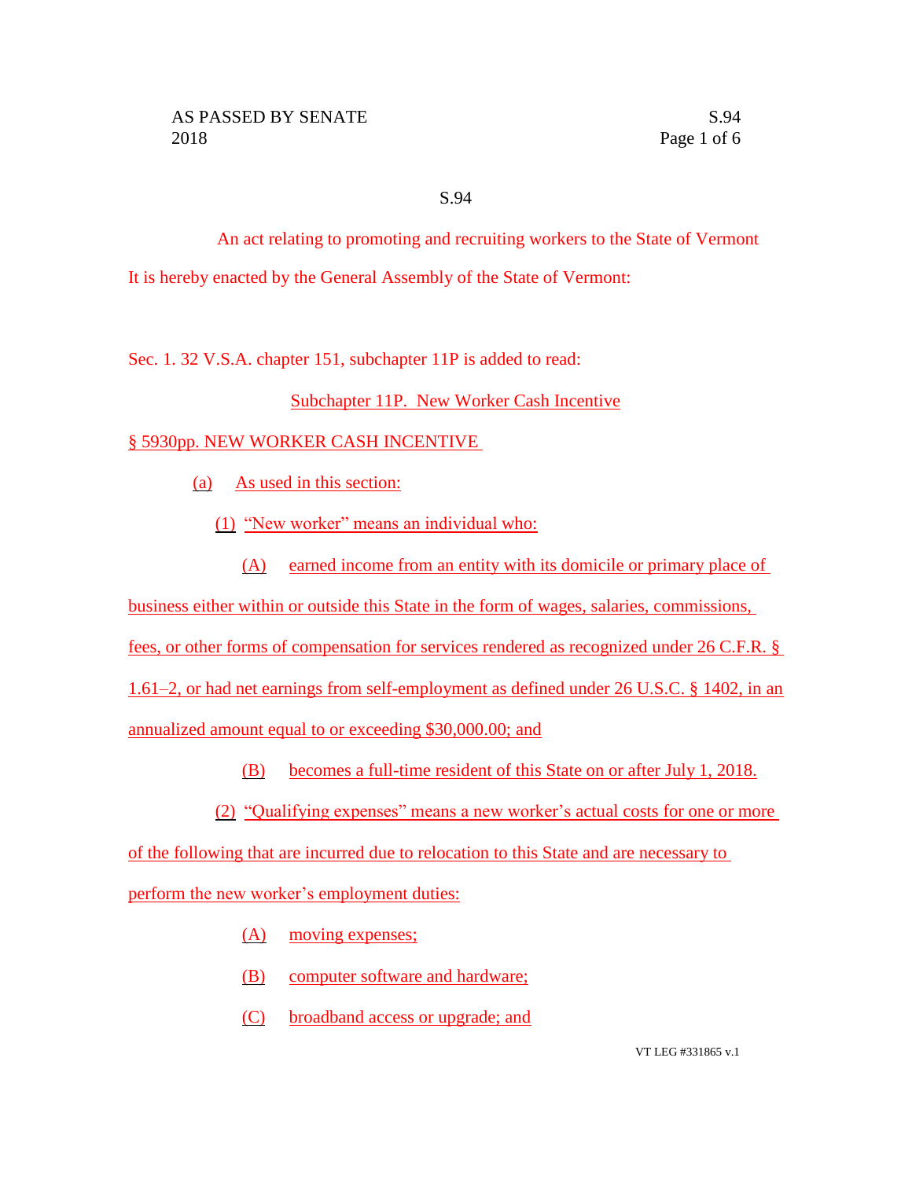# S.94

An act relating to promoting and recruiting workers to the State of Vermont

It is hereby enacted by the General Assembly of the State of Vermont:

Sec. 1. 32 V.S.A. chapter 151, subchapter 11P is added to read:

## Subchapter 11P. New Worker Cash Incentive

### § 5930pp. NEW WORKER CASH INCENTIVE

(a) As used in this section:

(1) "New worker" means an individual who:

(A) earned income from an entity with its domicile or primary place of business either within or outside this State in the form of wages, salaries, commissions, fees, or other forms of compensation for services rendered as recognized under 26 C.F.R. § 1.61–2, or had net earnings from self-employment as defined under 26 U.S.C. § 1402, in an annualized amount equal to or exceeding $30,000.00; and

(B) becomes a full-time resident of this State on or after July 1, 2018.

(2) "Qualifying expenses" means a new worker's actual costs for one or more of the following that are incurred due to relocation to this State and are necessary to perform the new worker's employment duties:

(A) moving expenses;

(B) computer software and hardware;

(C) broadband access or upgrade; and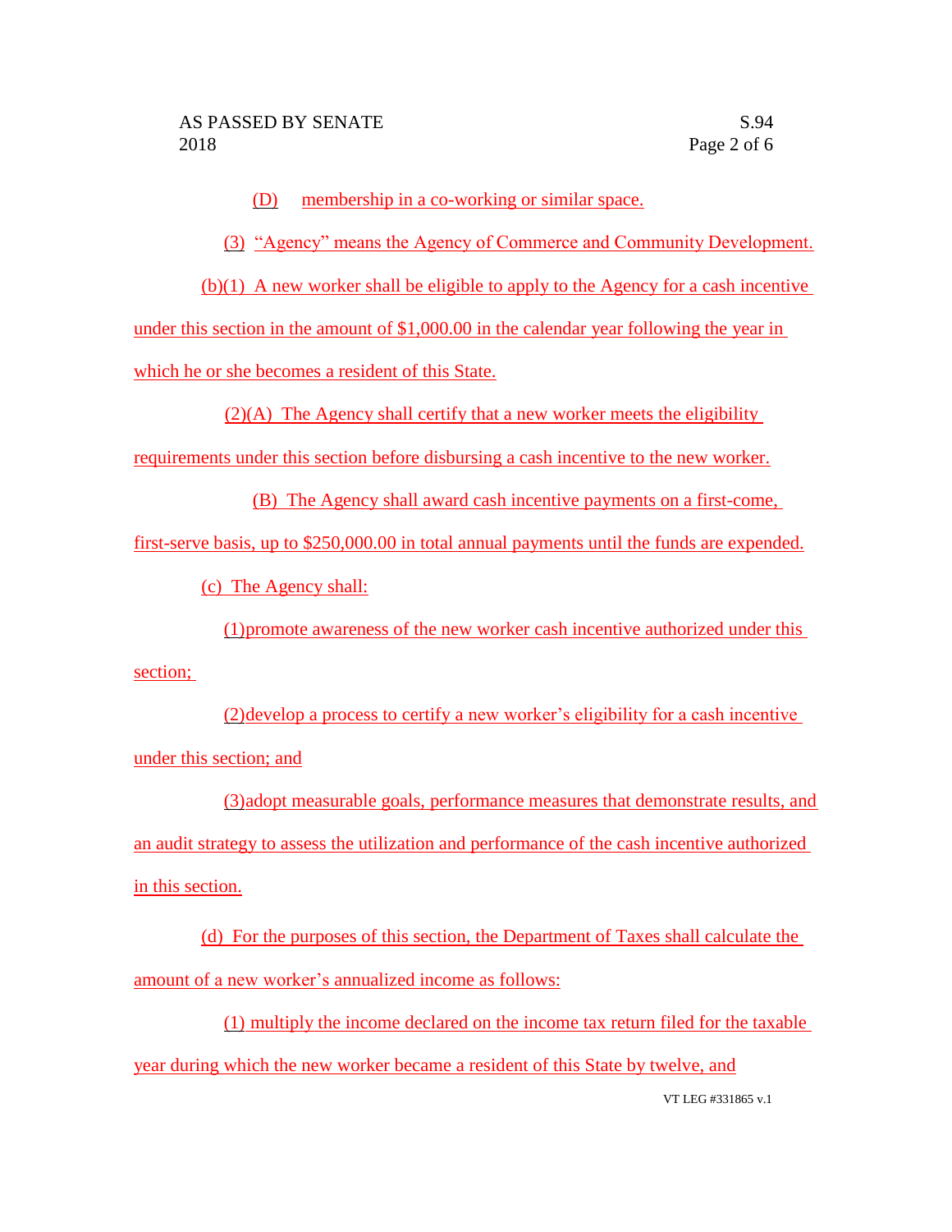(D) membership in a co-working or similar space.

(3) "Agency" means the Agency of Commerce and Community Development.

(b)(1) A new worker shall be eligible to apply to the Agency for a cash incentive under this section in the amount of $1,000.00 in the calendar year following the year in which he or she becomes a resident of this State.

(2)(A) The Agency shall certify that a new worker meets the eligibility requirements under this section before disbursing a cash incentive to the new worker.

(B) The Agency shall award cash incentive payments on a first-come, first-serve basis, up to $250,000.00 in total annual payments until the funds are expended.

(c) The Agency shall:

(1) promote awareness of the new worker cash incentive authorized under this section;

(2) develop a process to certify a new worker's eligibility for a cash incentive under this section; and

(3) adopt measurable goals, performance measures that demonstrate results, and an audit strategy to assess the utilization and performance of the cash incentive authorized in this section.

(d) For the purposes of this section, the Department of Taxes shall calculate the amount of a new worker's annualized income as follows:

(1) multiply the income declared on the income tax return filed for the taxable year during which the new worker became a resident of this State by twelve, and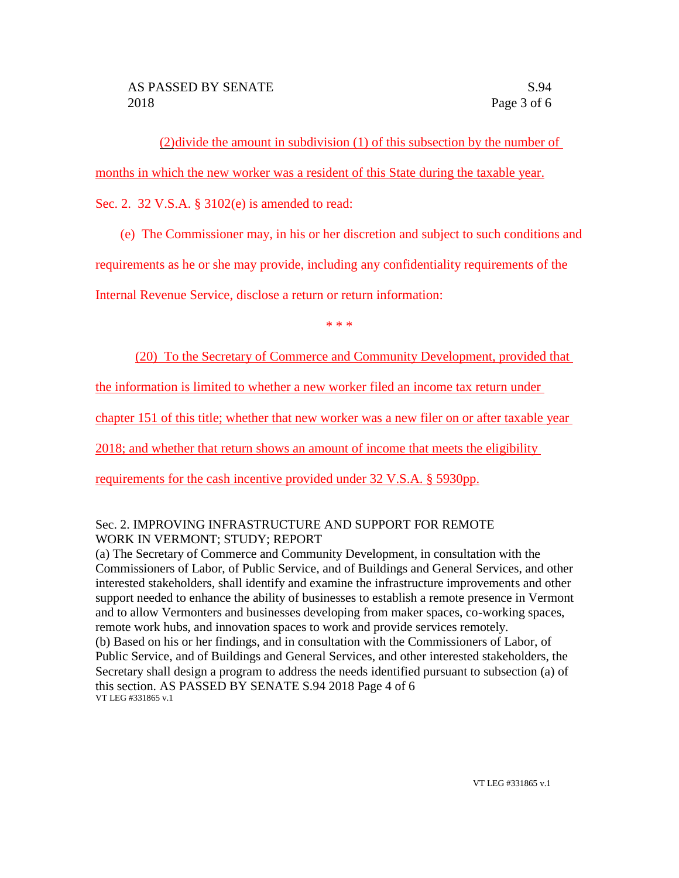(2)divide the amount in subdivision (1) of this subsection by the number of months in which the new worker was a resident of this State during the taxable year.

Sec. 2. 32 V.S.A. § 3102(e) is amended to read:

(e) The Commissioner may, in his or her discretion and subject to such conditions and requirements as he or she may provide, including any confidentiality requirements of the Internal Revenue Service, disclose a return or return information:

\* \* \*

(20) To the Secretary of Commerce and Community Development, provided that the information is limited to whether a new worker filed an income tax return under chapter 151 of this title; whether that new worker was a new filer on or after taxable year 2018; and whether that return shows an amount of income that meets the eligibility requirements for the cash incentive provided under 32 V.S.A. § 5930pp.

Sec. 2. IMPROVING INFRASTRUCTURE AND SUPPORT FOR REMOTE WORK IN VERMONT; STUDY; REPORT

(a) The Secretary of Commerce and Community Development, in consultation with the Commissioners of Labor, of Public Service, and of Buildings and General Services, and other interested stakeholders, shall identify and examine the infrastructure improvements and other support needed to enhance the ability of businesses to establish a remote presence in Vermont and to allow Vermonters and businesses developing from maker spaces, co-working spaces, remote work hubs, and innovation spaces to work and provide services remotely.

(b) Based on his or her findings, and in consultation with the Commissioners of Labor, of Public Service, and of Buildings and General Services, and other interested stakeholders, the Secretary shall design a program to address the needs identified pursuant to subsection (a) of this section.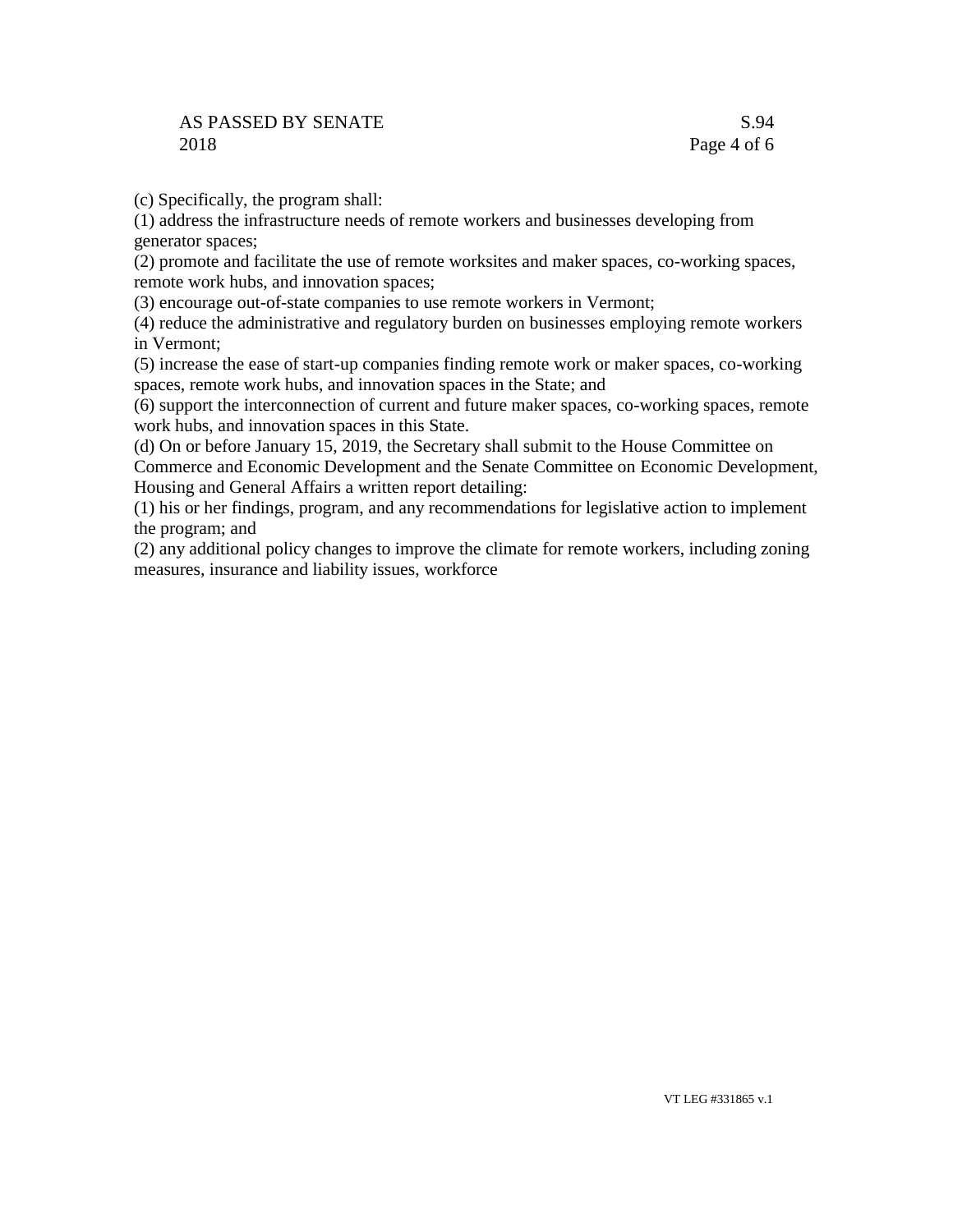(c) Specifically, the program shall:

(1) address the infrastructure needs of remote workers and businesses developing from generator spaces;

(2) promote and facilitate the use of remote worksites and maker spaces, co-working spaces, remote work hubs, and innovation spaces;

(3) encourage out-of-state companies to use remote workers in Vermont;

(4) reduce the administrative and regulatory burden on businesses employing remote workers in Vermont;

(5) increase the ease of start-up companies finding remote work or maker spaces, co-working spaces, remote work hubs, and innovation spaces in the State; and

(6) support the interconnection of current and future maker spaces, co-working spaces, remote work hubs, and innovation spaces in this State.

(d) On or before January 15, 2019, the Secretary shall submit to the House Committee on Commerce and Economic Development and the Senate Committee on Economic Development, Housing and General Affairs a written report detailing:

(1) his or her findings, program, and any recommendations for legislative action to implement the program; and

(2) any additional policy changes to improve the climate for remote workers, including zoning measures, insurance and liability issues, workforce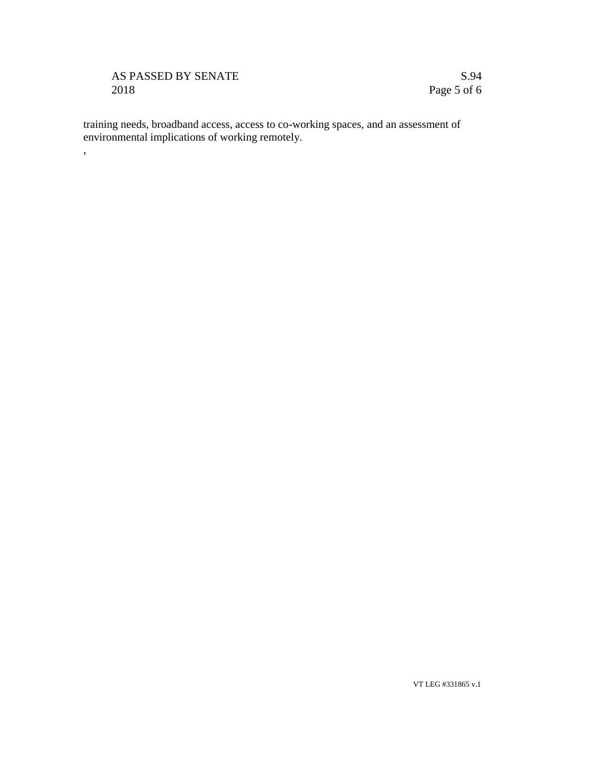training needs, broadband access, access to co-working spaces, and an assessment of environmental implications of working remotely.

,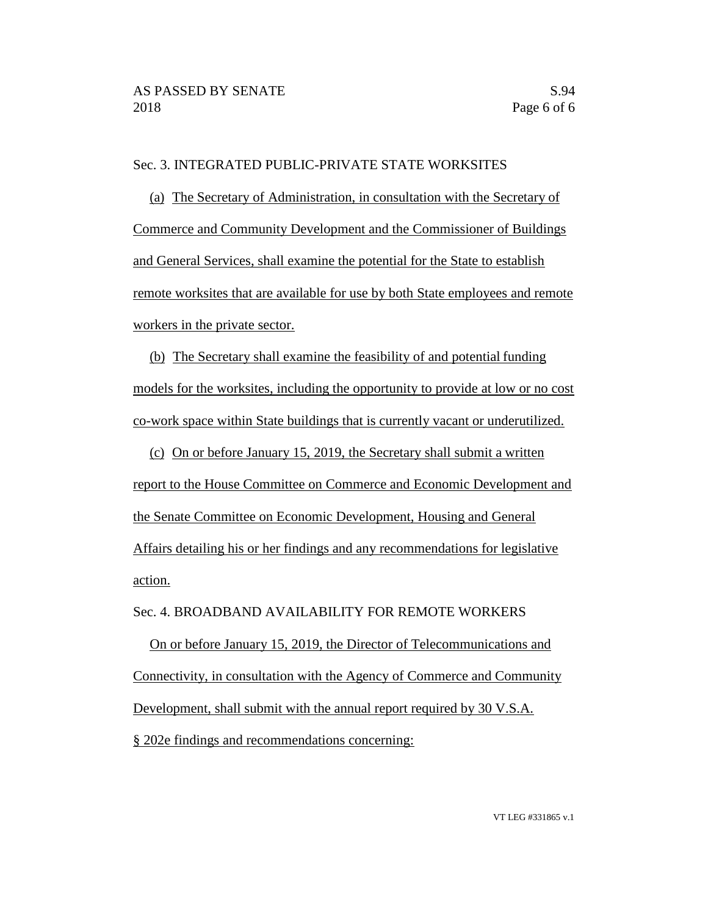Sec. 3. INTEGRATED PUBLIC-PRIVATE STATE WORKSITES

(a) The Secretary of Administration, in consultation with the Secretary of Commerce and Community Development and the Commissioner of Buildings and General Services, shall examine the potential for the State to establish remote worksites that are available for use by both State employees and remote workers in the private sector.

(b) The Secretary shall examine the feasibility of and potential funding models for the worksites, including the opportunity to provide at low or no cost co-work space within State buildings that is currently vacant or underutilized.

(c) On or before January 15, 2019, the Secretary shall submit a written report to the House Committee on Commerce and Economic Development and the Senate Committee on Economic Development, Housing and General Affairs detailing his or her findings and any recommendations for legislative action.

Sec. 4. BROADBAND AVAILABILITY FOR REMOTE WORKERS

On or before January 15, 2019, the Director of Telecommunications and Connectivity, in consultation with the Agency of Commerce and Community Development, shall submit with the annual report required by 30 V.S.A. § 202e findings and recommendations concerning: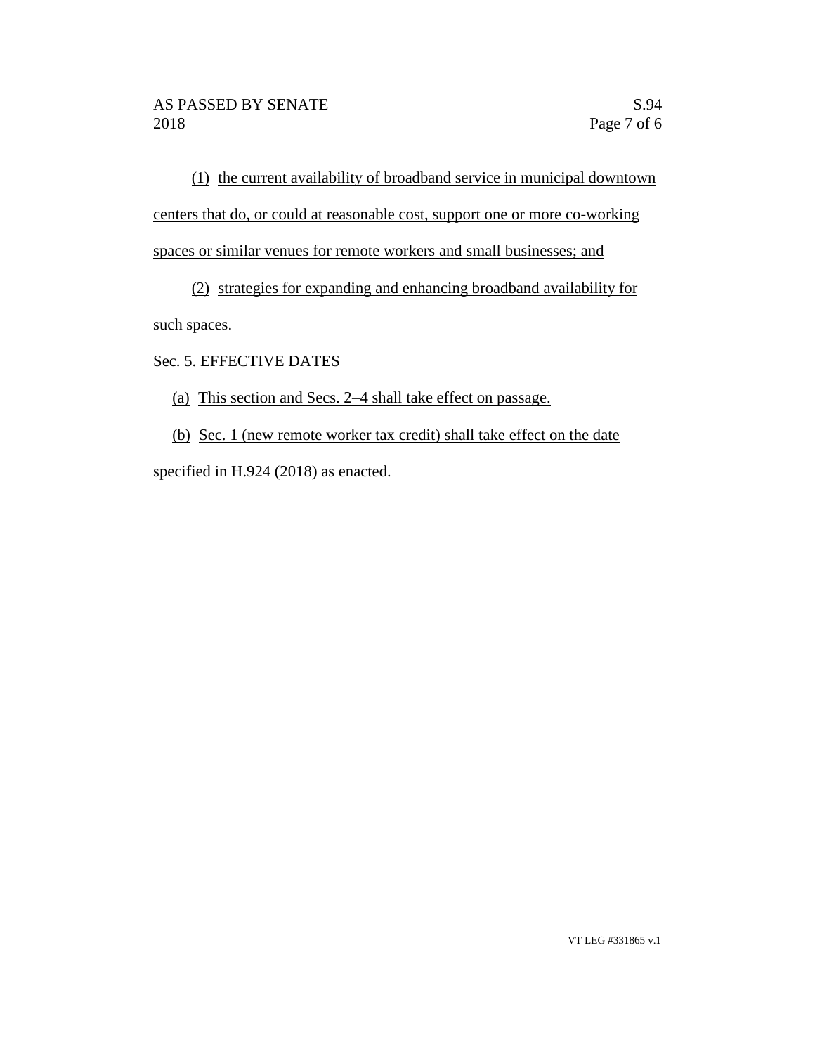(1) the current availability of broadband service in municipal downtown centers that do, or could at reasonable cost, support one or more co-working spaces or similar venues for remote workers and small businesses; and

(2) strategies for expanding and enhancing broadband availability for such spaces.

Sec. 5. EFFECTIVE DATES

(a) This section and Secs. 2–4 shall take effect on passage.

(b) Sec. 1 (new remote worker tax credit) shall take effect on the date specified in H.924 (2018) as enacted.